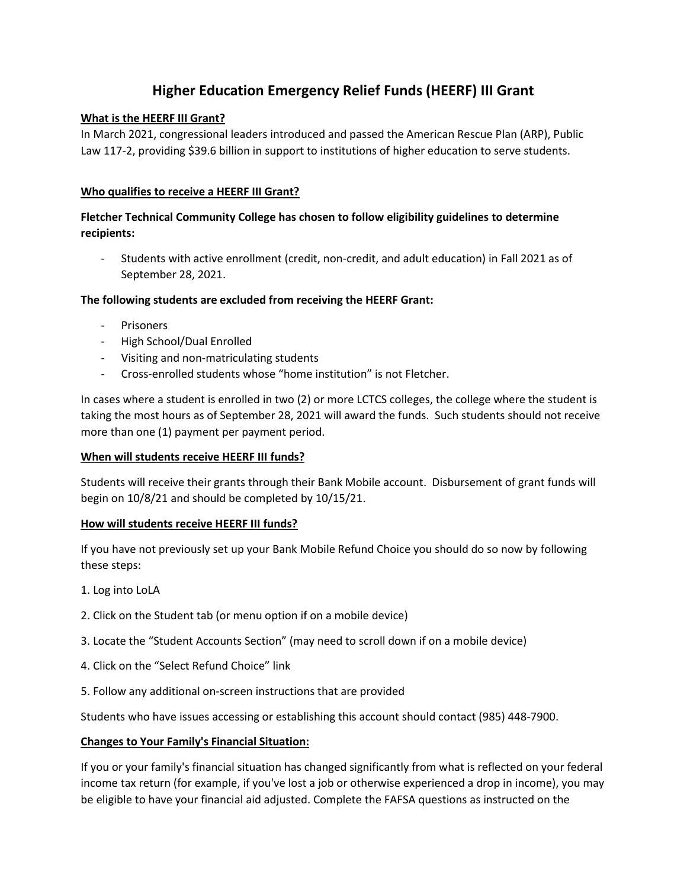# Higher Education Emergency Relief Funds (HEERF) III Grant

**What is the HEERF III Grant?**

In March 2021, congressional leaders introduced and passed the American Rescue Plan (ARP), Public Law 117-2, providing $39.6 billion in support to institutions of higher education to serve students.

**Who qualifies to receive a HEERF III Grant?**

**Fletcher Technical Community College has chosen to follow eligibility guidelines to determine recipients:**

- Students with active enrollment (credit, non-credit, and adult education) in Fall 2021 as of September 28, 2021.

**The following students are excluded from receiving the HEERF Grant:**

- Prisoners
- High School/Dual Enrolled
- Visiting and non-matriculating students
- Cross-enrolled students whose "home institution" is not Fletcher.

In cases where a student is enrolled in two (2) or more LCTCS colleges, the college where the student is taking the most hours as of September 28, 2021 will award the funds. Such students should not receive more than one (1) payment per payment period.

**When will students receive HEERF III funds?**

Students will receive their grants through their Bank Mobile account. Disbursement of grant funds will begin on 10/8/21 and should be completed by 10/15/21.

**How will students receive HEERF III funds?**

If you have not previously set up your Bank Mobile Refund Choice you should do so now by following these steps:

1. Log into LoLA
2. Click on the Student tab (or menu option if on a mobile device)
3. Locate the "Student Accounts Section" (may need to scroll down if on a mobile device)
4. Click on the "Select Refund Choice" link
5. Follow any additional on-screen instructions that are provided

Students who have issues accessing or establishing this account should contact (985) 448-7900.

**Changes to Your Family's Financial Situation:**

If you or your family's financial situation has changed significantly from what is reflected on your federal income tax return (for example, if you've lost a job or otherwise experienced a drop in income), you may be eligible to have your financial aid adjusted. Complete the FAFSA questions as instructed on the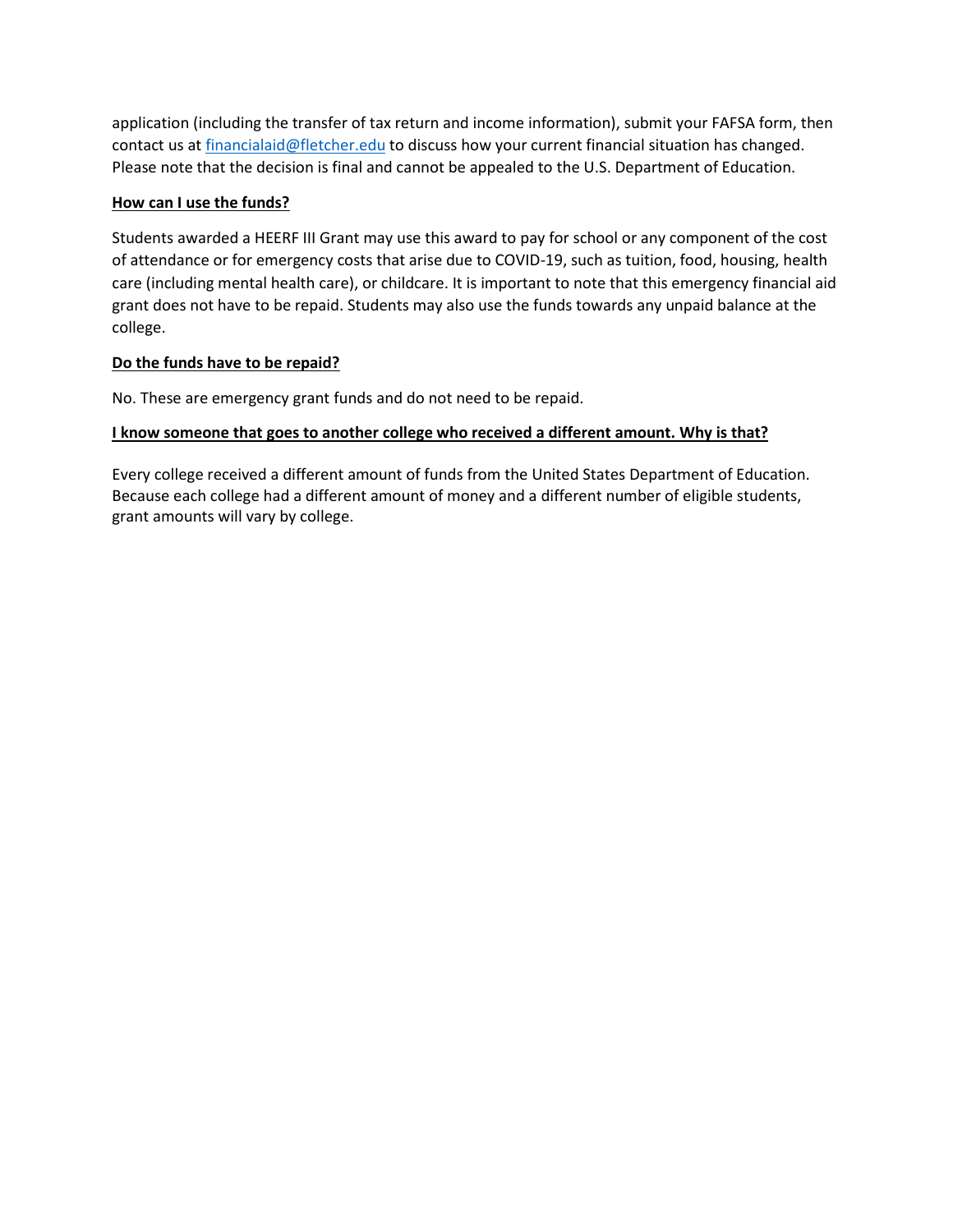application (including the transfer of tax return and income information), submit your FAFSA form, then contact us at [financialaid@fletcher.edu](mailto:financialaid@fletcher.edu) to discuss how your current financial situation has changed. Please note that the decision is final and cannot be appealed to the U.S. Department of Education.

**How can I use the funds?**

Students awarded a HEERF III Grant may use this award to pay for school or any component of the cost of attendance or for emergency costs that arise due to COVID-19, such as tuition, food, housing, health care (including mental health care), or childcare. It is important to note that this emergency financial aid grant does not have to be repaid. Students may also use the funds towards any unpaid balance at the college.

**Do the funds have to be repaid?**

No. These are emergency grant funds and do not need to be repaid.

**I know someone that goes to another college who received a different amount. Why is that?**

Every college received a different amount of funds from the United States Department of Education. Because each college had a different amount of money and a different number of eligible students, grant amounts will vary by college.